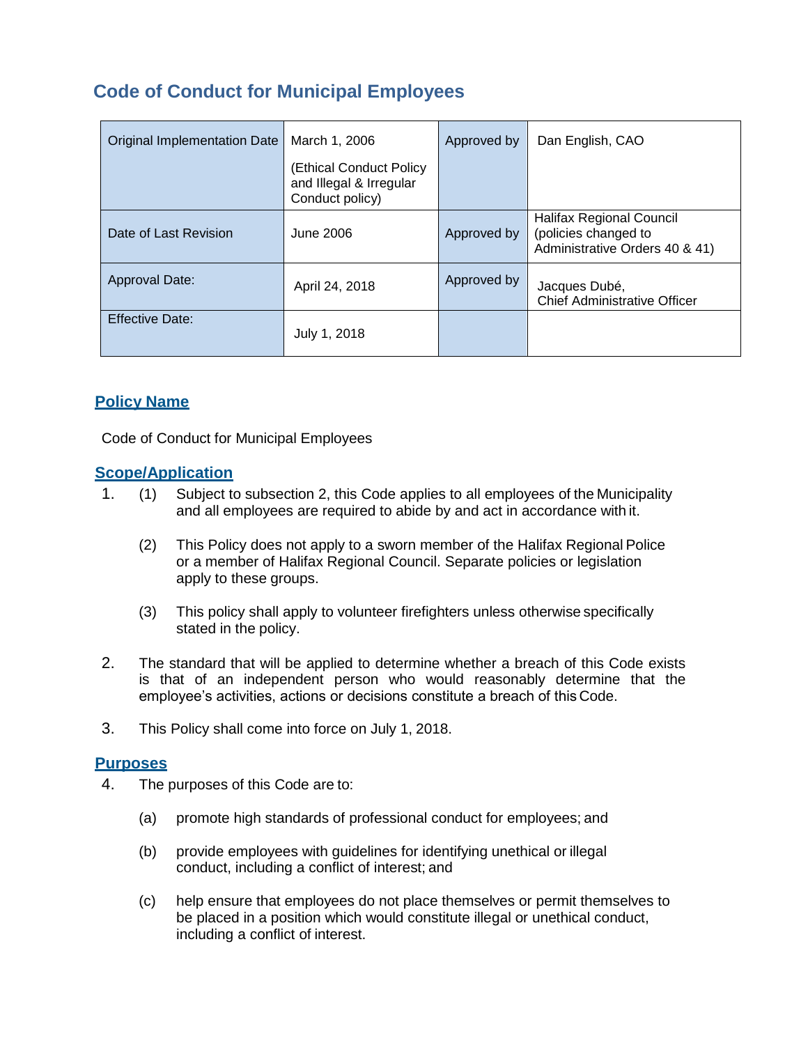# Code of Conduct for Municipal Employees

| Original Implementation Date | March 1, 2006<br><br>(Ethical Conduct Policy and Illegal & Irregular Conduct policy) | Approved by | Dan English, CAO |
|---|---|---|---|
| Date of Last Revision | June 2006 | Approved by | Halifax Regional Council (policies changed to Administrative Orders 40 & 41) |
| Approval Date: | April 24, 2018 | Approved by | Jacques Dubé, Chief Administrative Officer |
| Effective Date: | July 1, 2018 | | |

## Policy Name

Code of Conduct for Municipal Employees

## Scope/Application

1. (1) Subject to subsection 2, this Code applies to all employees of the Municipality and all employees are required to abide by and act in accordance with it.

   (2) This Policy does not apply to a sworn member of the Halifax Regional Police or a member of Halifax Regional Council. Separate policies or legislation apply to these groups.

   (3) This policy shall apply to volunteer firefighters unless otherwise specifically stated in the policy.

2. The standard that will be applied to determine whether a breach of this Code exists is that of an independent person who would reasonably determine that the employee's activities, actions or decisions constitute a breach of this Code.

3. This Policy shall come into force on July 1, 2018.

## Purposes

4. The purposes of this Code are to:

   (a) promote high standards of professional conduct for employees; and

   (b) provide employees with guidelines for identifying unethical or illegal conduct, including a conflict of interest; and

   (c) help ensure that employees do not place themselves or permit themselves to be placed in a position which would constitute illegal or unethical conduct, including a conflict of interest.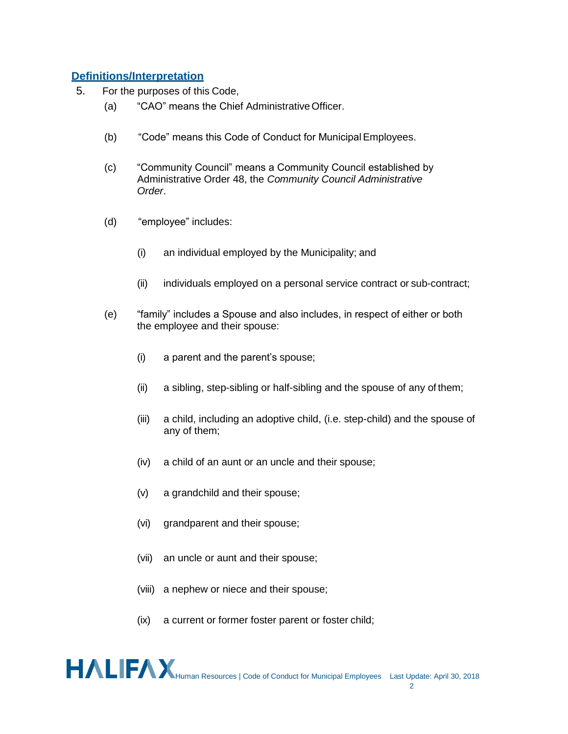## Definitions/Interpretation

5. For the purposes of this Code,

   (a) "CAO" means the Chief Administrative Officer.

   (b) "Code" means this Code of Conduct for Municipal Employees.

   (c) "Community Council" means a Community Council established by Administrative Order 48, the *Community Council Administrative Order*.

   (d) "employee" includes:

      (i) an individual employed by the Municipality; and

      (ii) individuals employed on a personal service contract or sub-contract;

   (e) "family" includes a Spouse and also includes, in respect of either or both the employee and their spouse:

      (i) a parent and the parent's spouse;

      (ii) a sibling, step-sibling or half-sibling and the spouse of any of them;

      (iii) a child, including an adoptive child, (i.e. step-child) and the spouse of any of them;

      (iv) a child of an aunt or an uncle and their spouse;

      (v) a grandchild and their spouse;

      (vi) grandparent and their spouse;

      (vii) an uncle or aunt and their spouse;

      (viii) a nephew or niece and their spouse;

      (ix) a current or former foster parent or foster child;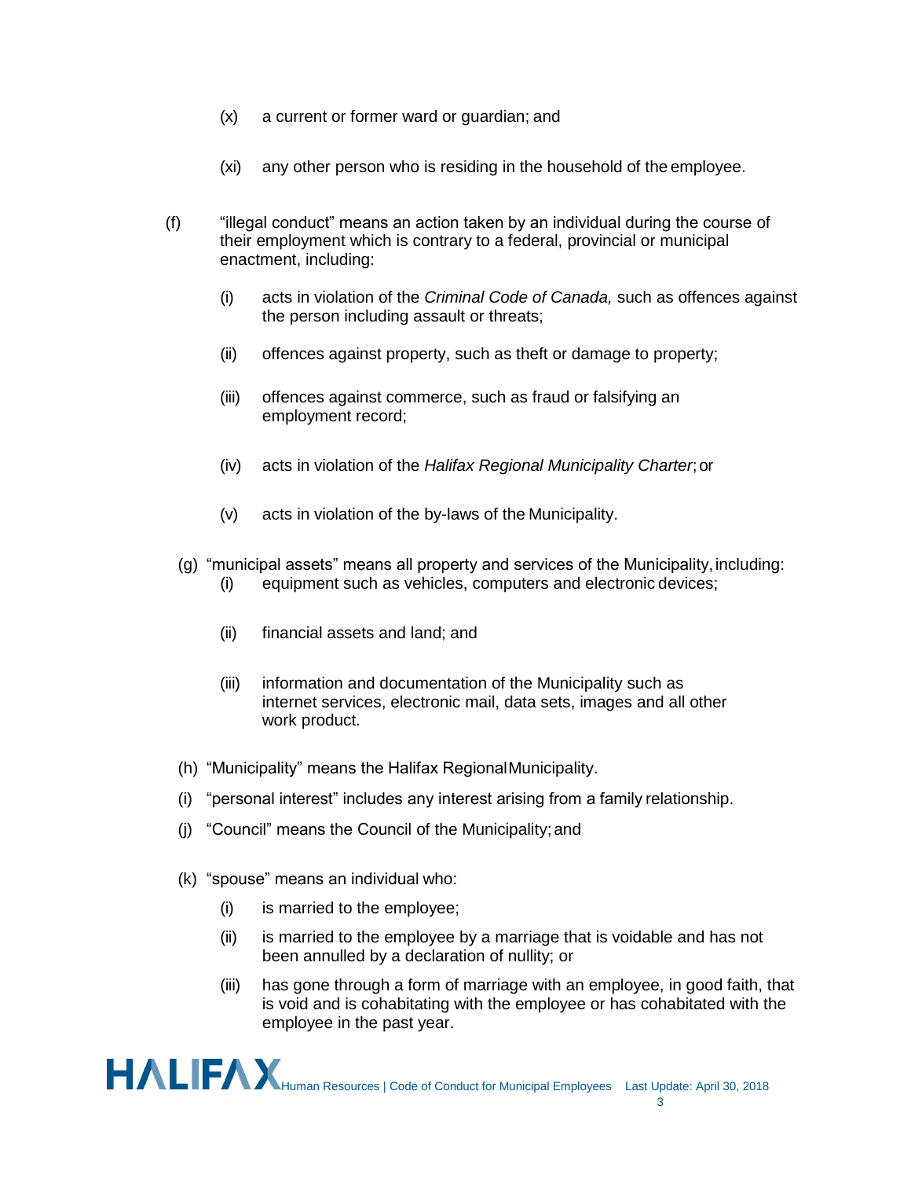(x) a current or former ward or guardian; and

(xi) any other person who is residing in the household of the employee.

(f) "illegal conduct" means an action taken by an individual during the course of their employment which is contrary to a federal, provincial or municipal enactment, including:

(i) acts in violation of the *Criminal Code of Canada,* such as offences against the person including assault or threats;

(ii) offences against property, such as theft or damage to property;

(iii) offences against commerce, such as fraud or falsifying an employment record;

(iv) acts in violation of the *Halifax Regional Municipality Charter*; or

(v) acts in violation of the by-laws of the Municipality.

(g) "municipal assets" means all property and services of the Municipality, including:

(i) equipment such as vehicles, computers and electronic devices;

(ii) financial assets and land; and

(iii) information and documentation of the Municipality such as internet services, electronic mail, data sets, images and all other work product.

(h) "Municipality" means the Halifax Regional Municipality.

(i) "personal interest" includes any interest arising from a family relationship.

(j) "Council" means the Council of the Municipality; and

(k) "spouse" means an individual who:

(i) is married to the employee;

(ii) is married to the employee by a marriage that is voidable and has not been annulled by a declaration of nullity; or

(iii) has gone through a form of marriage with an employee, in good faith, that is void and is cohabitating with the employee or has cohabitated with the employee in the past year.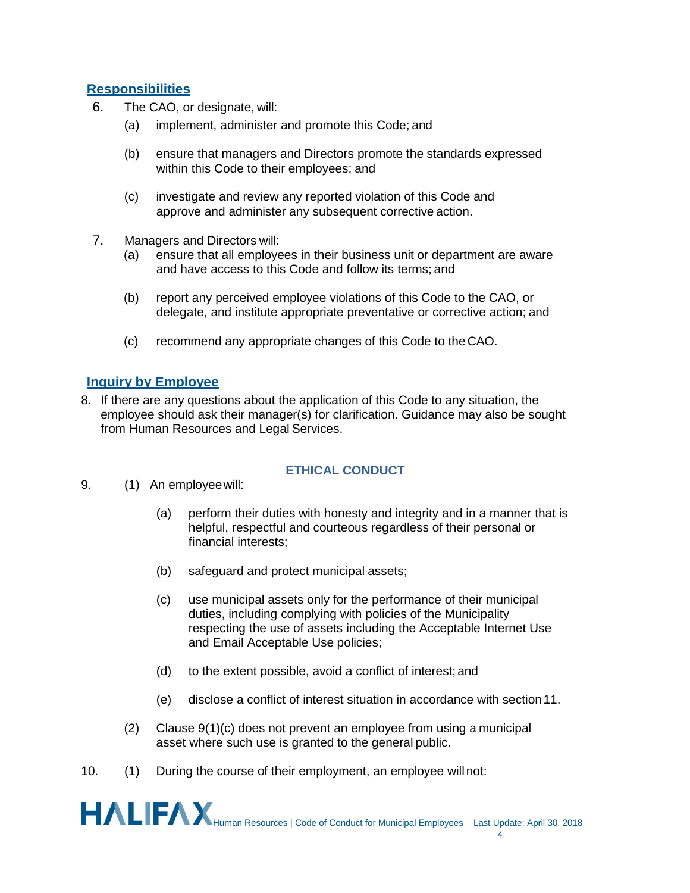## Responsibilities

6. The CAO, or designate, will:

   (a) implement, administer and promote this Code; and

   (b) ensure that managers and Directors promote the standards expressed within this Code to their employees; and

   (c) investigate and review any reported violation of this Code and approve and administer any subsequent corrective action.

7. Managers and Directors will:

   (a) ensure that all employees in their business unit or department are aware and have access to this Code and follow its terms; and

   (b) report any perceived employee violations of this Code to the CAO, or delegate, and institute appropriate preventative or corrective action; and

   (c) recommend any appropriate changes of this Code to the CAO.

## Inquiry by Employee

8. If there are any questions about the application of this Code to any situation, the employee should ask their manager(s) for clarification. Guidance may also be sought from Human Resources and Legal Services.

## ETHICAL CONDUCT

9. (1) An employee will:

   (a) perform their duties with honesty and integrity and in a manner that is helpful, respectful and courteous regardless of their personal or financial interests;

   (b) safeguard and protect municipal assets;

   (c) use municipal assets only for the performance of their municipal duties, including complying with policies of the Municipality respecting the use of assets including the Acceptable Internet Use and Email Acceptable Use policies;

   (d) to the extent possible, avoid a conflict of interest; and

   (e) disclose a conflict of interest situation in accordance with section 11.

   (2) Clause 9(1)(c) does not prevent an employee from using a municipal asset where such use is granted to the general public.

10. (1) During the course of their employment, an employee will not: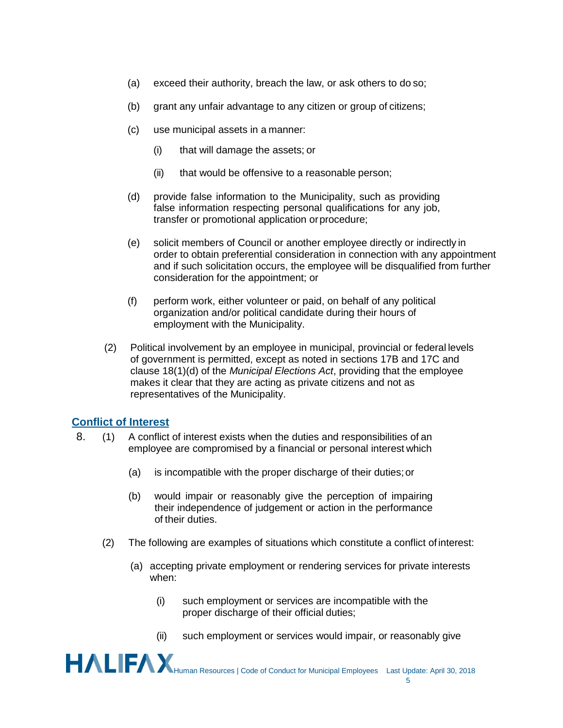(a) exceed their authority, breach the law, or ask others to do so;

(b) grant any unfair advantage to any citizen or group of citizens;

(c) use municipal assets in a manner:

  (i) that will damage the assets; or

  (ii) that would be offensive to a reasonable person;

(d) provide false information to the Municipality, such as providing false information respecting personal qualifications for any job, transfer or promotional application or procedure;

(e) solicit members of Council or another employee directly or indirectly in order to obtain preferential consideration in connection with any appointment and if such solicitation occurs, the employee will be disqualified from further consideration for the appointment; or

(f) perform work, either volunteer or paid, on behalf of any political organization and/or political candidate during their hours of employment with the Municipality.

(2) Political involvement by an employee in municipal, provincial or federal levels of government is permitted, except as noted in sections 17B and 17C and clause 18(1)(d) of the *Municipal Elections Act*, providing that the employee makes it clear that they are acting as private citizens and not as representatives of the Municipality.

## Conflict of Interest

8. (1) A conflict of interest exists when the duties and responsibilities of an employee are compromised by a financial or personal interest which

  (a) is incompatible with the proper discharge of their duties; or

  (b) would impair or reasonably give the perception of impairing their independence of judgement or action in the performance of their duties.

(2) The following are examples of situations which constitute a conflict of interest:

  (a) accepting private employment or rendering services for private interests when:

    (i) such employment or services are incompatible with the proper discharge of their official duties;

    (ii) such employment or services would impair, or reasonably give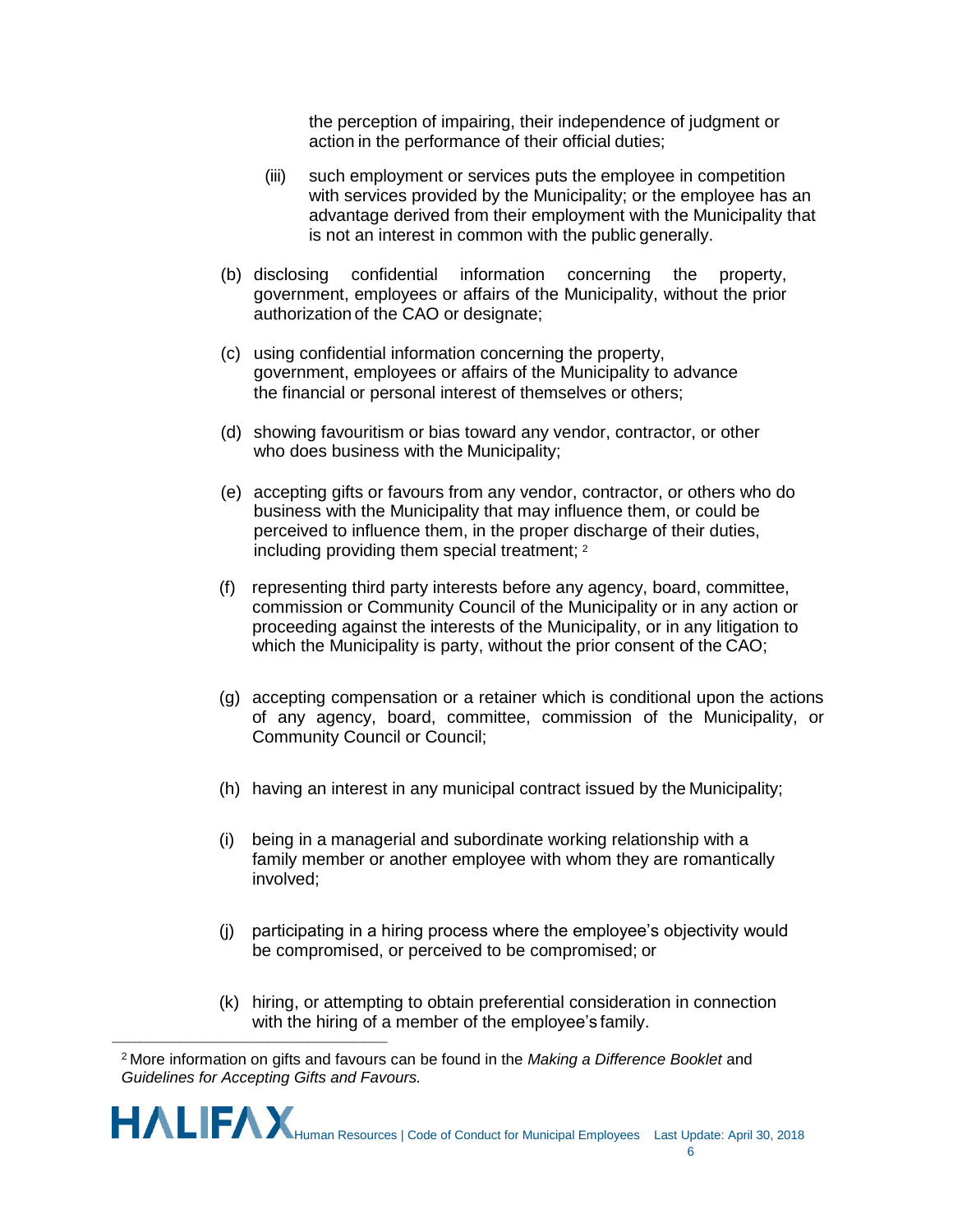the perception of impairing, their independence of judgment or action in the performance of their official duties;

(iii) such employment or services puts the employee in competition with services provided by the Municipality; or the employee has an advantage derived from their employment with the Municipality that is not an interest in common with the public generally.

(b) disclosing confidential information concerning the property, government, employees or affairs of the Municipality, without the prior authorization of the CAO or designate;

(c) using confidential information concerning the property, government, employees or affairs of the Municipality to advance the financial or personal interest of themselves or others;

(d) showing favouritism or bias toward any vendor, contractor, or other who does business with the Municipality;

(e) accepting gifts or favours from any vendor, contractor, or others who do business with the Municipality that may influence them, or could be perceived to influence them, in the proper discharge of their duties, including providing them special treatment; [2]

(f) representing third party interests before any agency, board, committee, commission or Community Council of the Municipality or in any action or proceeding against the interests of the Municipality, or in any litigation to which the Municipality is party, without the prior consent of the CAO;

(g) accepting compensation or a retainer which is conditional upon the actions of any agency, board, committee, commission of the Municipality, or Community Council or Council;

(h) having an interest in any municipal contract issued by the Municipality;

(i) being in a managerial and subordinate working relationship with a family member or another employee with whom they are romantically involved;

(j) participating in a hiring process where the employee's objectivity would be compromised, or perceived to be compromised; or

(k) hiring, or attempting to obtain preferential consideration in connection with the hiring of a member of the employee's family.

---

[2] More information on gifts and favours can be found in the *Making a Difference Booklet* and *Guidelines for Accepting Gifts and Favours.*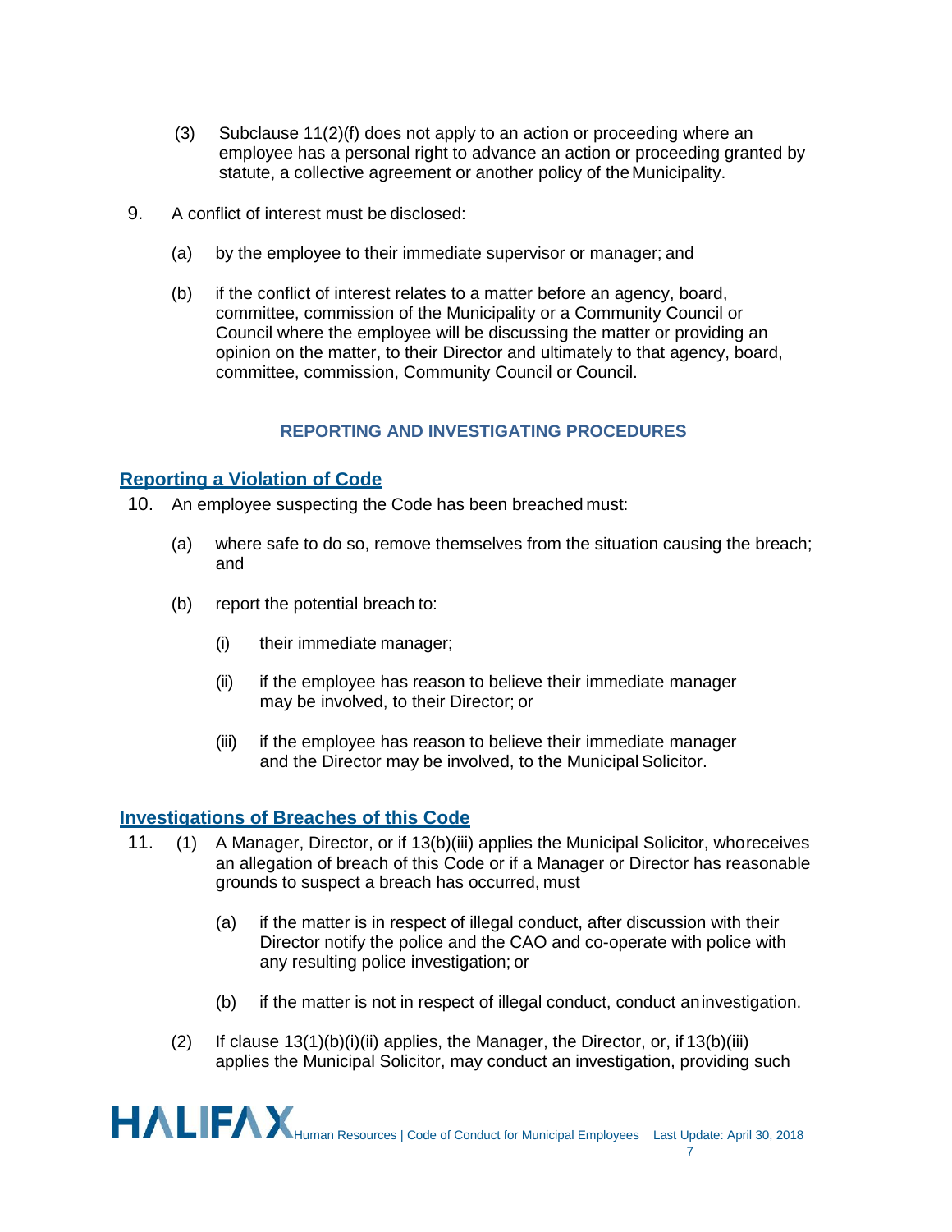(3) Subclause 11(2)(f) does not apply to an action or proceeding where an employee has a personal right to advance an action or proceeding granted by statute, a collective agreement or another policy of the Municipality.

9. A conflict of interest must be disclosed:

   (a) by the employee to their immediate supervisor or manager; and

   (b) if the conflict of interest relates to a matter before an agency, board, committee, commission of the Municipality or a Community Council or Council where the employee will be discussing the matter or providing an opinion on the matter, to their Director and ultimately to that agency, board, committee, commission, Community Council or Council.

## REPORTING AND INVESTIGATING PROCEDURES

### Reporting a Violation of Code

10. An employee suspecting the Code has been breached must:

   (a) where safe to do so, remove themselves from the situation causing the breach; and

   (b) report the potential breach to:

      (i) their immediate manager;

      (ii) if the employee has reason to believe their immediate manager may be involved, to their Director; or

      (iii) if the employee has reason to believe their immediate manager and the Director may be involved, to the Municipal Solicitor.

### Investigations of Breaches of this Code

11. (1) A Manager, Director, or if 13(b)(iii) applies the Municipal Solicitor, who receives an allegation of breach of this Code or if a Manager or Director has reasonable grounds to suspect a breach has occurred, must

      (a) if the matter is in respect of illegal conduct, after discussion with their Director notify the police and the CAO and co-operate with police with any resulting police investigation; or

      (b) if the matter is not in respect of illegal conduct, conduct an investigation.

   (2) If clause 13(1)(b)(i)(ii) applies, the Manager, the Director, or, if 13(b)(iii) applies the Municipal Solicitor, may conduct an investigation, providing such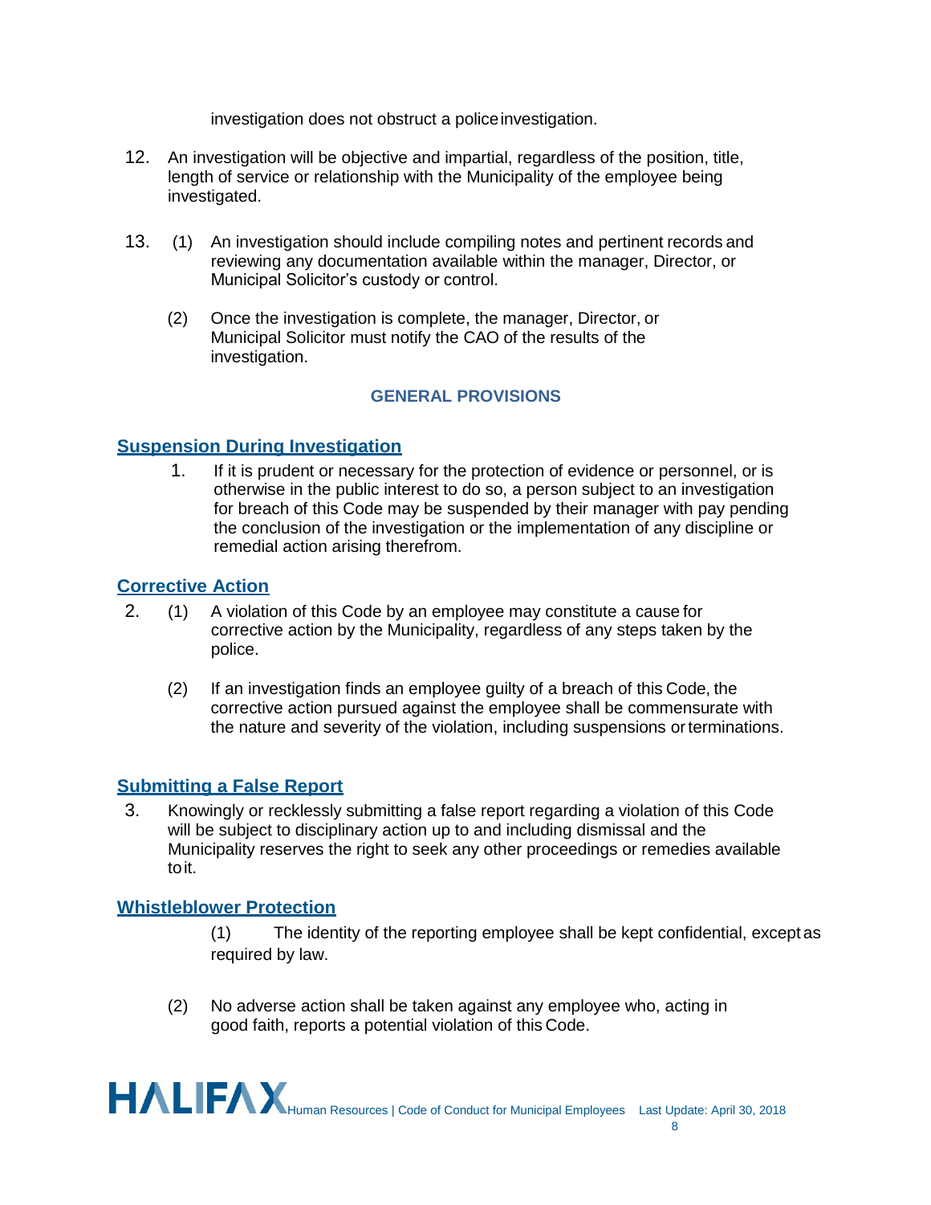investigation does not obstruct a police investigation.

12. An investigation will be objective and impartial, regardless of the position, title, length of service or relationship with the Municipality of the employee being investigated.

13. (1) An investigation should include compiling notes and pertinent records and reviewing any documentation available within the manager, Director, or Municipal Solicitor's custody or control.

    (2) Once the investigation is complete, the manager, Director, or Municipal Solicitor must notify the CAO of the results of the investigation.

## GENERAL PROVISIONS

### Suspension During Investigation

1. If it is prudent or necessary for the protection of evidence or personnel, or is otherwise in the public interest to do so, a person subject to an investigation for breach of this Code may be suspended by their manager with pay pending the conclusion of the investigation or the implementation of any discipline or remedial action arising therefrom.

### Corrective Action

2. (1) A violation of this Code by an employee may constitute a cause for corrective action by the Municipality, regardless of any steps taken by the police.

   (2) If an investigation finds an employee guilty of a breach of this Code, the corrective action pursued against the employee shall be commensurate with the nature and severity of the violation, including suspensions or terminations.

### Submitting a False Report

3. Knowingly or recklessly submitting a false report regarding a violation of this Code will be subject to disciplinary action up to and including dismissal and the Municipality reserves the right to seek any other proceedings or remedies available to it.

### Whistleblower Protection

(1) The identity of the reporting employee shall be kept confidential, except as required by law.

(2) No adverse action shall be taken against any employee who, acting in good faith, reports a potential violation of this Code.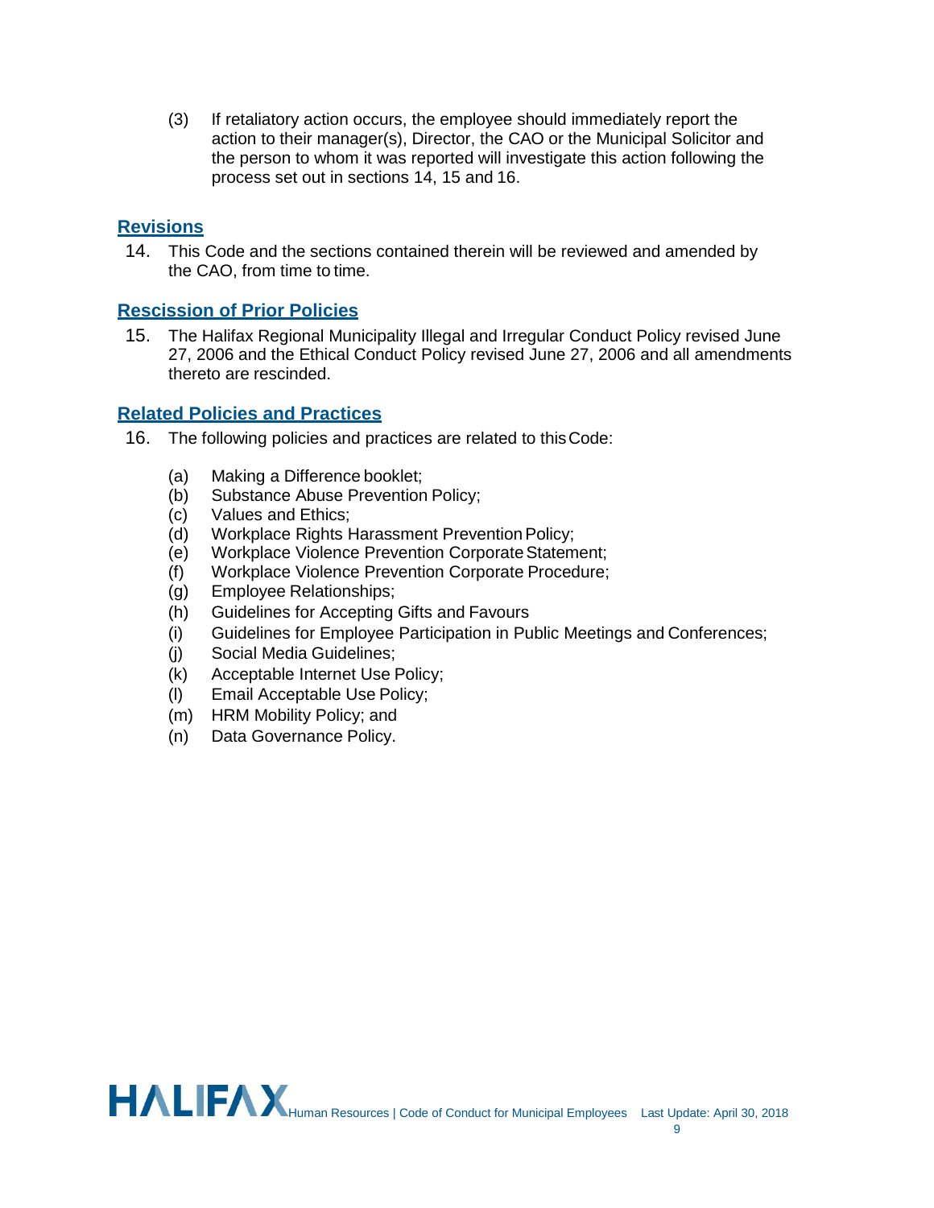(3) If retaliatory action occurs, the employee should immediately report the action to their manager(s), Director, the CAO or the Municipal Solicitor and the person to whom it was reported will investigate this action following the process set out in sections 14, 15 and 16.

## Revisions

14. This Code and the sections contained therein will be reviewed and amended by the CAO, from time to time.

## Rescission of Prior Policies

15. The Halifax Regional Municipality Illegal and Irregular Conduct Policy revised June 27, 2006 and the Ethical Conduct Policy revised June 27, 2006 and all amendments thereto are rescinded.

## Related Policies and Practices

16. The following policies and practices are related to this Code:

    (a) Making a Difference booklet;
    (b) Substance Abuse Prevention Policy;
    (c) Values and Ethics;
    (d) Workplace Rights Harassment Prevention Policy;
    (e) Workplace Violence Prevention Corporate Statement;
    (f) Workplace Violence Prevention Corporate Procedure;
    (g) Employee Relationships;
    (h) Guidelines for Accepting Gifts and Favours
    (i) Guidelines for Employee Participation in Public Meetings and Conferences;
    (j) Social Media Guidelines;
    (k) Acceptable Internet Use Policy;
    (l) Email Acceptable Use Policy;
    (m) HRM Mobility Policy; and
    (n) Data Governance Policy.